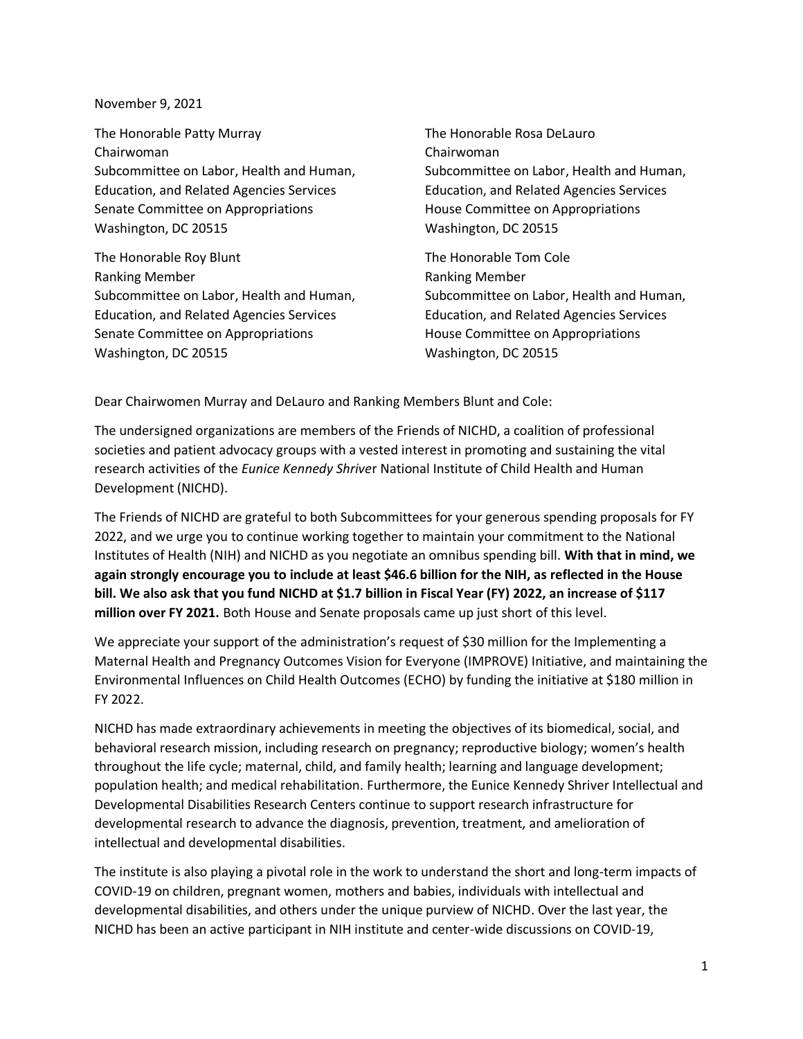November 9, 2021

The Honorable Patty Murray
Chairwoman
Subcommittee on Labor, Health and Human, Education, and Related Agencies Services
Senate Committee on Appropriations
Washington, DC 20515

The Honorable Roy Blunt
Ranking Member
Subcommittee on Labor, Health and Human, Education, and Related Agencies Services
Senate Committee on Appropriations
Washington, DC 20515

The Honorable Rosa DeLauro
Chairwoman
Subcommittee on Labor, Health and Human, Education, and Related Agencies Services
House Committee on Appropriations
Washington, DC 20515

The Honorable Tom Cole
Ranking Member
Subcommittee on Labor, Health and Human, Education, and Related Agencies Services
House Committee on Appropriations
Washington, DC 20515

Dear Chairwomen Murray and DeLauro and Ranking Members Blunt and Cole:

The undersigned organizations are members of the Friends of NICHD, a coalition of professional societies and patient advocacy groups with a vested interest in promoting and sustaining the vital research activities of the *Eunice Kennedy Shrive*r National Institute of Child Health and Human Development (NICHD).

The Friends of NICHD are grateful to both Subcommittees for your generous spending proposals for FY 2022, and we urge you to continue working together to maintain your commitment to the National Institutes of Health (NIH) and NICHD as you negotiate an omnibus spending bill. **With that in mind, we again strongly encourage you to include at least $46.6 billion for the NIH, as reflected in the House bill. We also ask that you fund NICHD at $1.7 billion in Fiscal Year (FY) 2022, an increase of $117 million over FY 2021.** Both House and Senate proposals came up just short of this level.

We appreciate your support of the administration's request of $30 million for the Implementing a Maternal Health and Pregnancy Outcomes Vision for Everyone (IMPROVE) Initiative, and maintaining the Environmental Influences on Child Health Outcomes (ECHO) by funding the initiative at $180 million in FY 2022.

NICHD has made extraordinary achievements in meeting the objectives of its biomedical, social, and behavioral research mission, including research on pregnancy; reproductive biology; women's health throughout the life cycle; maternal, child, and family health; learning and language development; population health; and medical rehabilitation. Furthermore, the Eunice Kennedy Shriver Intellectual and Developmental Disabilities Research Centers continue to support research infrastructure for developmental research to advance the diagnosis, prevention, treatment, and amelioration of intellectual and developmental disabilities.

The institute is also playing a pivotal role in the work to understand the short and long-term impacts of COVID-19 on children, pregnant women, mothers and babies, individuals with intellectual and developmental disabilities, and others under the unique purview of NICHD. Over the last year, the NICHD has been an active participant in NIH institute and center-wide discussions on COVID-19,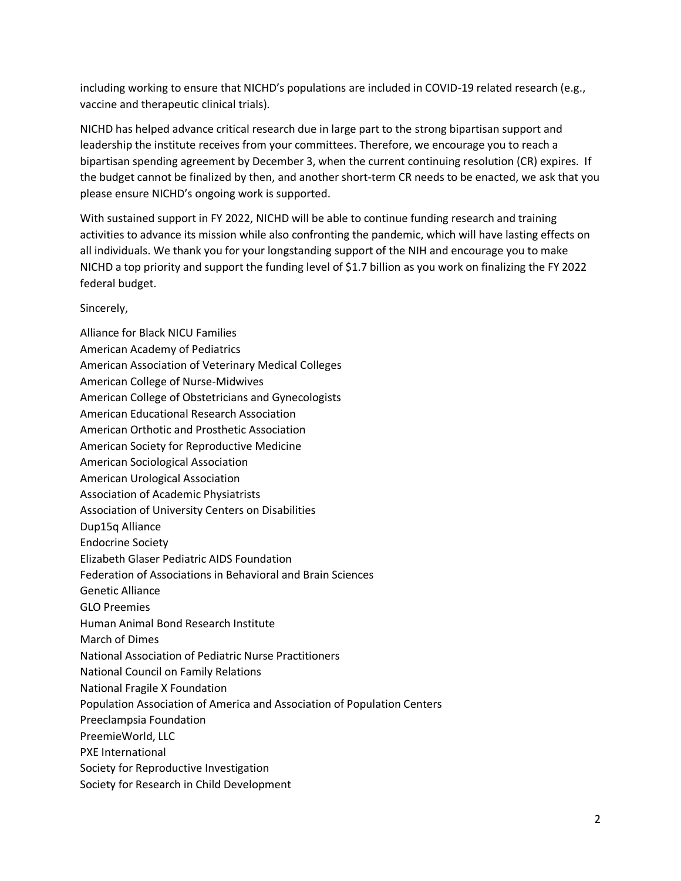including working to ensure that NICHD's populations are included in COVID-19 related research (e.g., vaccine and therapeutic clinical trials).

NICHD has helped advance critical research due in large part to the strong bipartisan support and leadership the institute receives from your committees. Therefore, we encourage you to reach a bipartisan spending agreement by December 3, when the current continuing resolution (CR) expires. If the budget cannot be finalized by then, and another short-term CR needs to be enacted, we ask that you please ensure NICHD's ongoing work is supported.

With sustained support in FY 2022, NICHD will be able to continue funding research and training activities to advance its mission while also confronting the pandemic, which will have lasting effects on all individuals. We thank you for your longstanding support of the NIH and encourage you to make NICHD a top priority and support the funding level of $1.7 billion as you work on finalizing the FY 2022 federal budget.

Sincerely,

Alliance for Black NICU Families
American Academy of Pediatrics
American Association of Veterinary Medical Colleges
American College of Nurse-Midwives
American College of Obstetricians and Gynecologists
American Educational Research Association
American Orthotic and Prosthetic Association
American Society for Reproductive Medicine
American Sociological Association
American Urological Association
Association of Academic Physiatrists
Association of University Centers on Disabilities
Dup15q Alliance
Endocrine Society
Elizabeth Glaser Pediatric AIDS Foundation
Federation of Associations in Behavioral and Brain Sciences
Genetic Alliance
GLO Preemies
Human Animal Bond Research Institute
March of Dimes
National Association of Pediatric Nurse Practitioners
National Council on Family Relations
National Fragile X Foundation
Population Association of America and Association of Population Centers
Preeclampsia Foundation
PreemieWorld, LLC
PXE International
Society for Reproductive Investigation
Society for Research in Child Development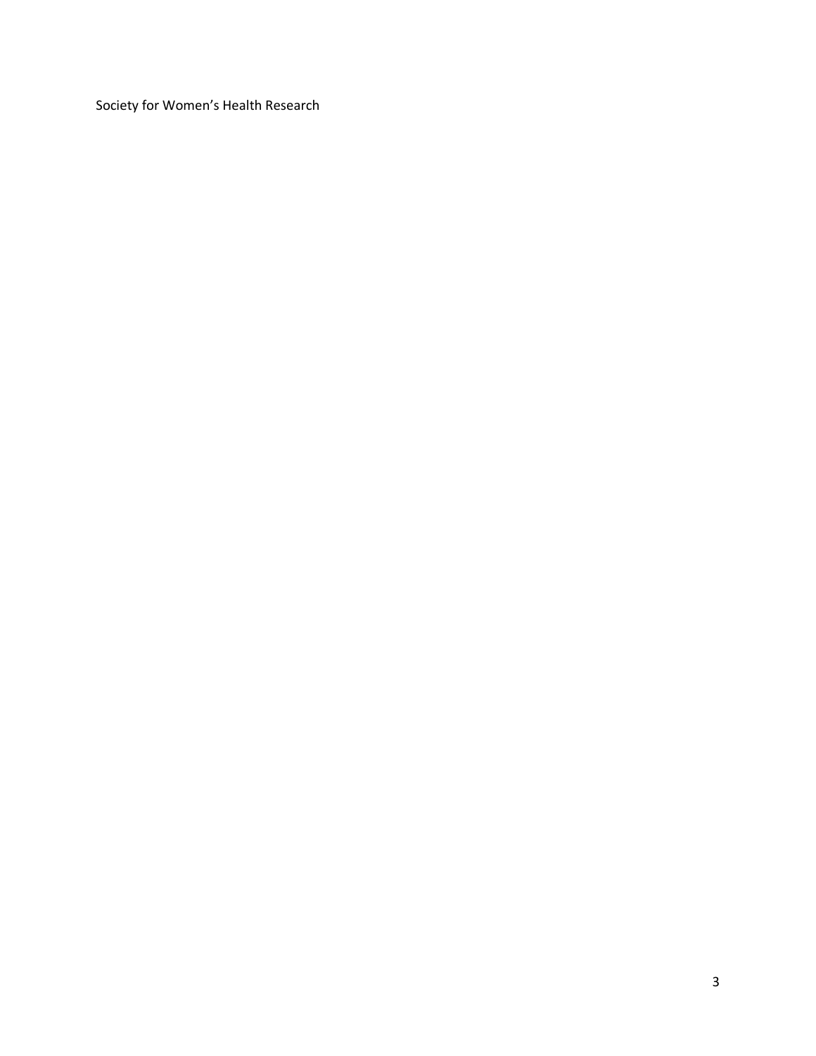Society for Women's Health Research